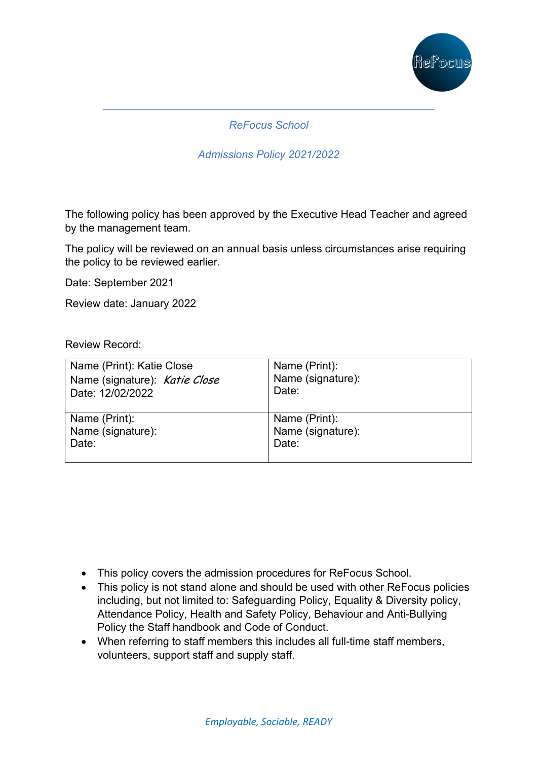# ReFocus School

## Admissions Policy 2021/2022

The following policy has been approved by the Executive Head Teacher and agreed by the management team.

The policy will be reviewed on an annual basis unless circumstances arise requiring the policy to be reviewed earlier.

Date: September 2021

Review date: January 2022

Review Record:

| | |
|---|---|
| Name (Print): Katie Close<br>Name (signature): *Katie Close*<br>Date: 12/02/2022 | Name (Print):<br>Name (signature):<br>Date: |
| Name (Print):<br>Name (signature):<br>Date: | Name (Print):<br>Name (signature):<br>Date: |

- This policy covers the admission procedures for ReFocus School.
- This policy is not stand alone and should be used with other ReFocus policies including, but not limited to: Safeguarding Policy, Equality & Diversity policy, Attendance Policy, Health and Safety Policy, Behaviour and Anti-Bullying Policy the Staff handbook and Code of Conduct.
- When referring to staff members this includes all full-time staff members, volunteers, support staff and supply staff.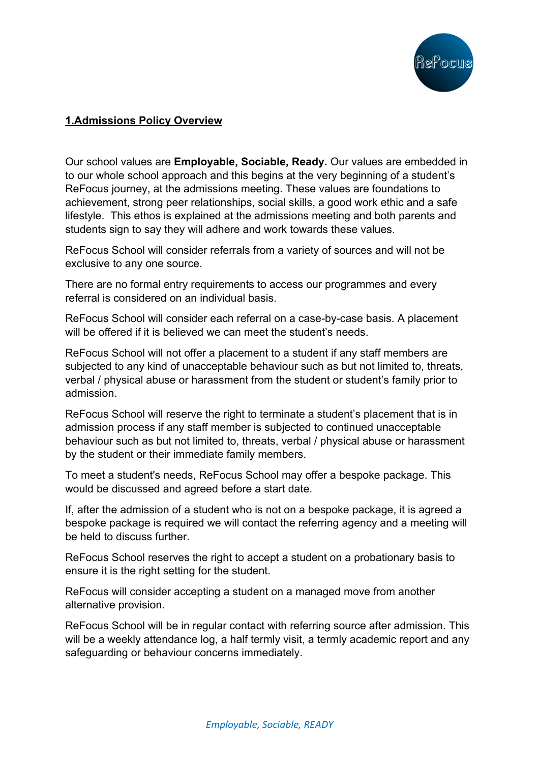## 1.Admissions Policy Overview

Our school values are **Employable, Sociable, Ready.** Our values are embedded in to our whole school approach and this begins at the very beginning of a student's ReFocus journey, at the admissions meeting. These values are foundations to achievement, strong peer relationships, social skills, a good work ethic and a safe lifestyle. This ethos is explained at the admissions meeting and both parents and students sign to say they will adhere and work towards these values.

ReFocus School will consider referrals from a variety of sources and will not be exclusive to any one source.

There are no formal entry requirements to access our programmes and every referral is considered on an individual basis.

ReFocus School will consider each referral on a case-by-case basis. A placement will be offered if it is believed we can meet the student's needs.

ReFocus School will not offer a placement to a student if any staff members are subjected to any kind of unacceptable behaviour such as but not limited to, threats, verbal / physical abuse or harassment from the student or student's family prior to admission.

ReFocus School will reserve the right to terminate a student's placement that is in admission process if any staff member is subjected to continued unacceptable behaviour such as but not limited to, threats, verbal / physical abuse or harassment by the student or their immediate family members.

To meet a student's needs, ReFocus School may offer a bespoke package. This would be discussed and agreed before a start date.

If, after the admission of a student who is not on a bespoke package, it is agreed a bespoke package is required we will contact the referring agency and a meeting will be held to discuss further.

ReFocus School reserves the right to accept a student on a probationary basis to ensure it is the right setting for the student.

ReFocus will consider accepting a student on a managed move from another alternative provision.

ReFocus School will be in regular contact with referring source after admission. This will be a weekly attendance log, a half termly visit, a termly academic report and any safeguarding or behaviour concerns immediately.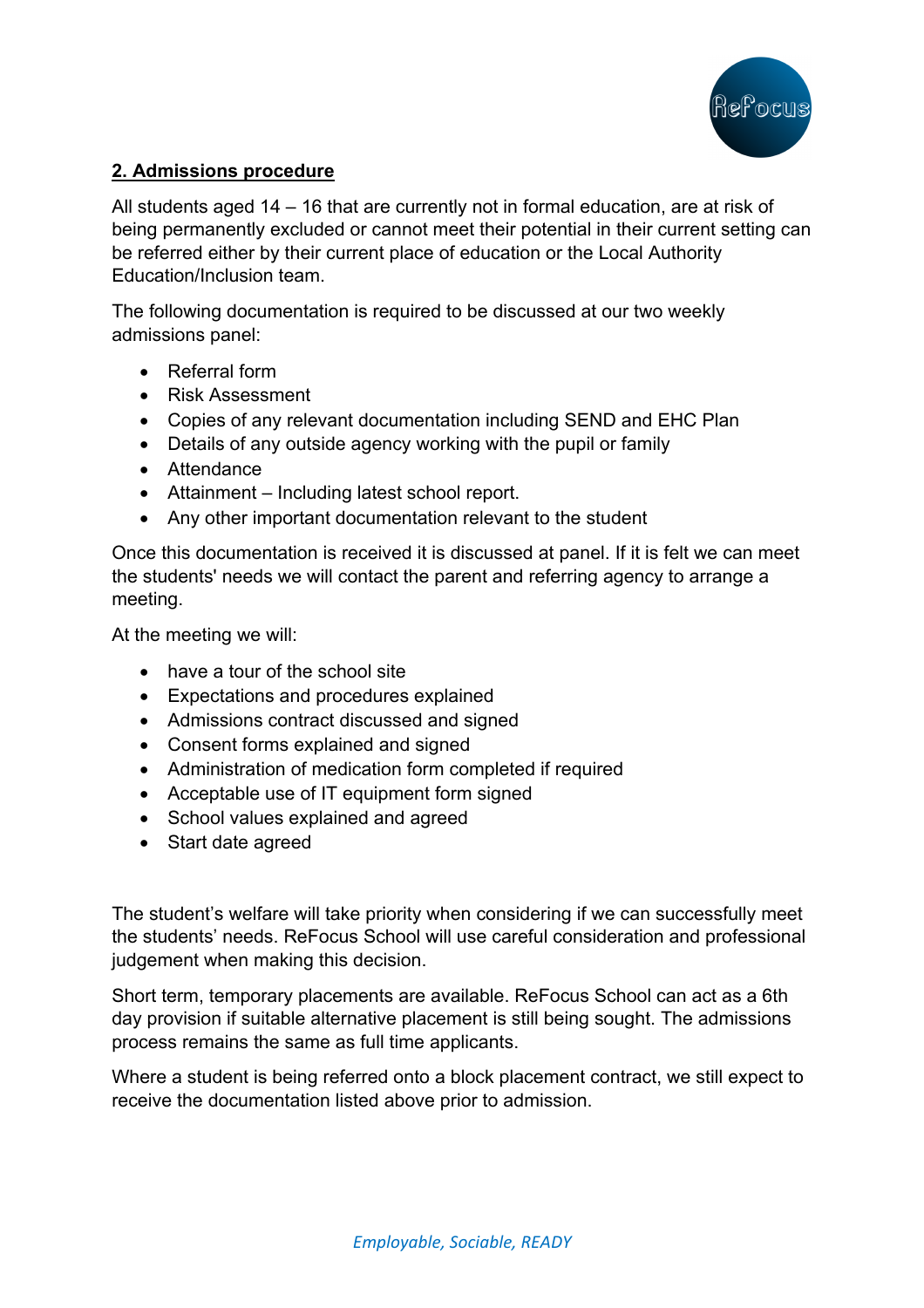## 2. Admissions procedure

All students aged 14 – 16 that are currently not in formal education, are at risk of being permanently excluded or cannot meet their potential in their current setting can be referred either by their current place of education or the Local Authority Education/Inclusion team.

The following documentation is required to be discussed at our two weekly admissions panel:

- Referral form
- Risk Assessment
- Copies of any relevant documentation including SEND and EHC Plan
- Details of any outside agency working with the pupil or family
- Attendance
- Attainment – Including latest school report.
- Any other important documentation relevant to the student

Once this documentation is received it is discussed at panel. If it is felt we can meet the students' needs we will contact the parent and referring agency to arrange a meeting.

At the meeting we will:

- have a tour of the school site
- Expectations and procedures explained
- Admissions contract discussed and signed
- Consent forms explained and signed
- Administration of medication form completed if required
- Acceptable use of IT equipment form signed
- School values explained and agreed
- Start date agreed

The student's welfare will take priority when considering if we can successfully meet the students' needs. ReFocus School will use careful consideration and professional judgement when making this decision.

Short term, temporary placements are available. ReFocus School can act as a 6th day provision if suitable alternative placement is still being sought. The admissions process remains the same as full time applicants.

Where a student is being referred onto a block placement contract, we still expect to receive the documentation listed above prior to admission.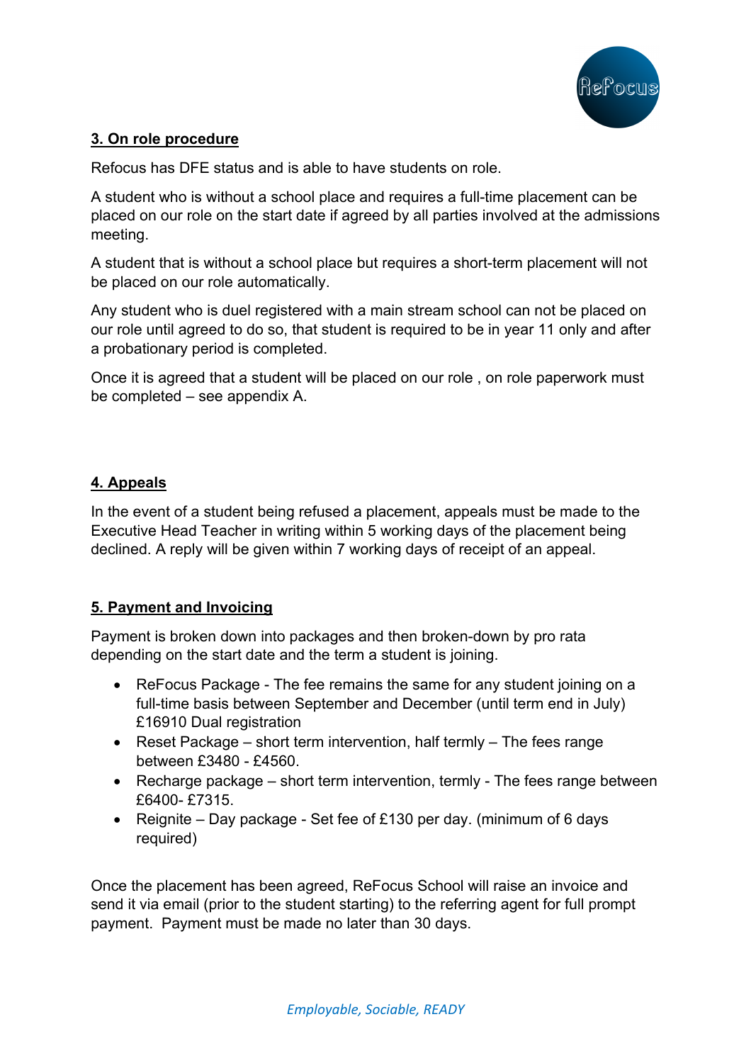**3. On role procedure**

Refocus has DFE status and is able to have students on role.

A student who is without a school place and requires a full-time placement can be placed on our role on the start date if agreed by all parties involved at the admissions meeting.

A student that is without a school place but requires a short-term placement will not be placed on our role automatically.

Any student who is duel registered with a main stream school can not be placed on our role until agreed to do so, that student is required to be in year 11 only and after a probationary period is completed.

Once it is agreed that a student will be placed on our role , on role paperwork must be completed – see appendix A.

**4. Appeals**

In the event of a student being refused a placement, appeals must be made to the Executive Head Teacher in writing within 5 working days of the placement being declined. A reply will be given within 7 working days of receipt of an appeal.

**5. Payment and Invoicing**

Payment is broken down into packages and then broken-down by pro rata depending on the start date and the term a student is joining.

- ReFocus Package - The fee remains the same for any student joining on a full-time basis between September and December (until term end in July) £16910 Dual registration
- Reset Package – short term intervention, half termly – The fees range between £3480 - £4560.
- Recharge package – short term intervention, termly - The fees range between £6400- £7315.
- Reignite – Day package - Set fee of £130 per day. (minimum of 6 days required)

Once the placement has been agreed, ReFocus School will raise an invoice and send it via email (prior to the student starting) to the referring agent for full prompt payment. Payment must be made no later than 30 days.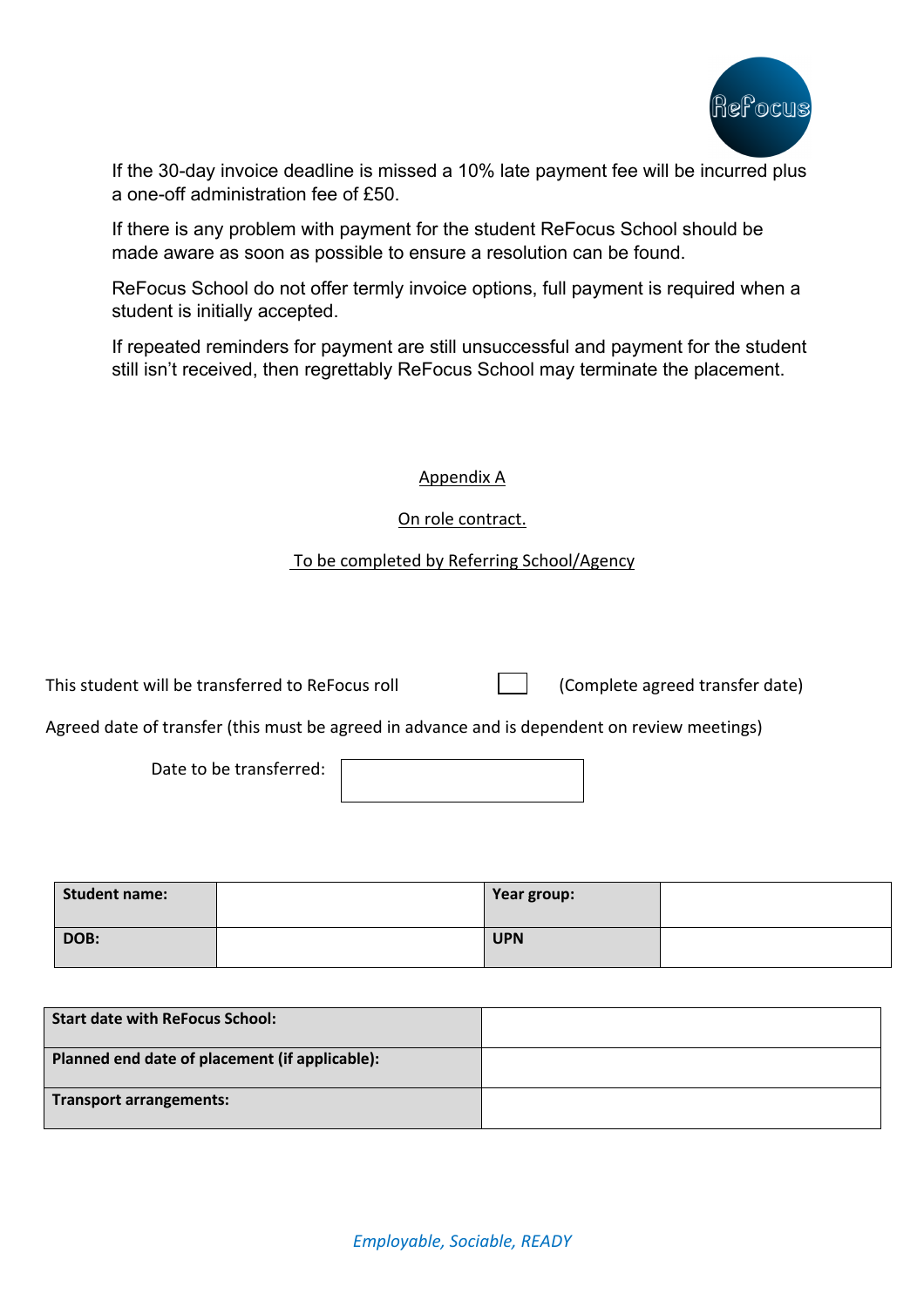If the 30-day invoice deadline is missed a 10% late payment fee will be incurred plus a one-off administration fee of £50.

If there is any problem with payment for the student ReFocus School should be made aware as soon as possible to ensure a resolution can be found.

ReFocus School do not offer termly invoice options, full payment is required when a student is initially accepted.

If repeated reminders for payment are still unsuccessful and payment for the student still isn't received, then regrettably ReFocus School may terminate the placement.

## Appendix A

### On role contract.

#### To be completed by Referring School/Agency

This student will be transferred to ReFocus roll ☐ (Complete agreed transfer date)

Agreed date of transfer (this must be agreed in advance and is dependent on review meetings)

Date to be transferred:

| **Student name:** | | **Year group:** | |
|---|---|---|---|
| **DOB:** | | **UPN** | |

| **Start date with ReFocus School:** | |
|---|---|
| **Planned end date of placement (if applicable):** | |
| **Transport arrangements:** | |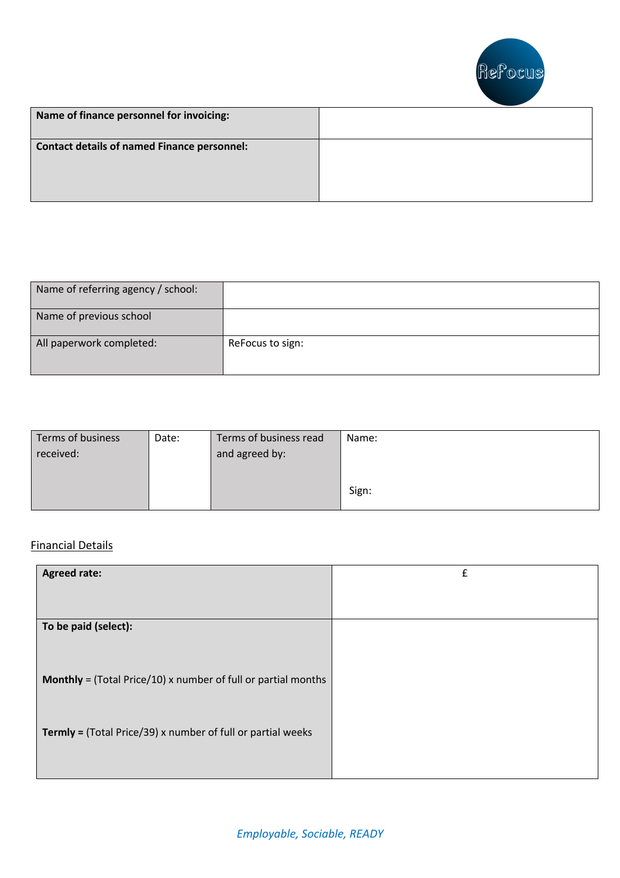| **Name of finance personnel for invoicing:** | |
|---|---|
| **Contact details of named Finance personnel:** | |

| Name of referring agency / school: | |
|---|---|
| Name of previous school | |
| All paperwork completed: | ReFocus to sign: |

| Terms of business received: | Date: | Terms of business read and agreed by: | Name: Sign: |
|---|---|---|---|

Financial Details

| **Agreed rate:** | £ |
|---|---|
| **To be paid (select):** **Monthly** = (Total Price/10) x number of full or partial months **Termly =** (Total Price/39) x number of full or partial weeks | |

*Employable, Sociable, READY*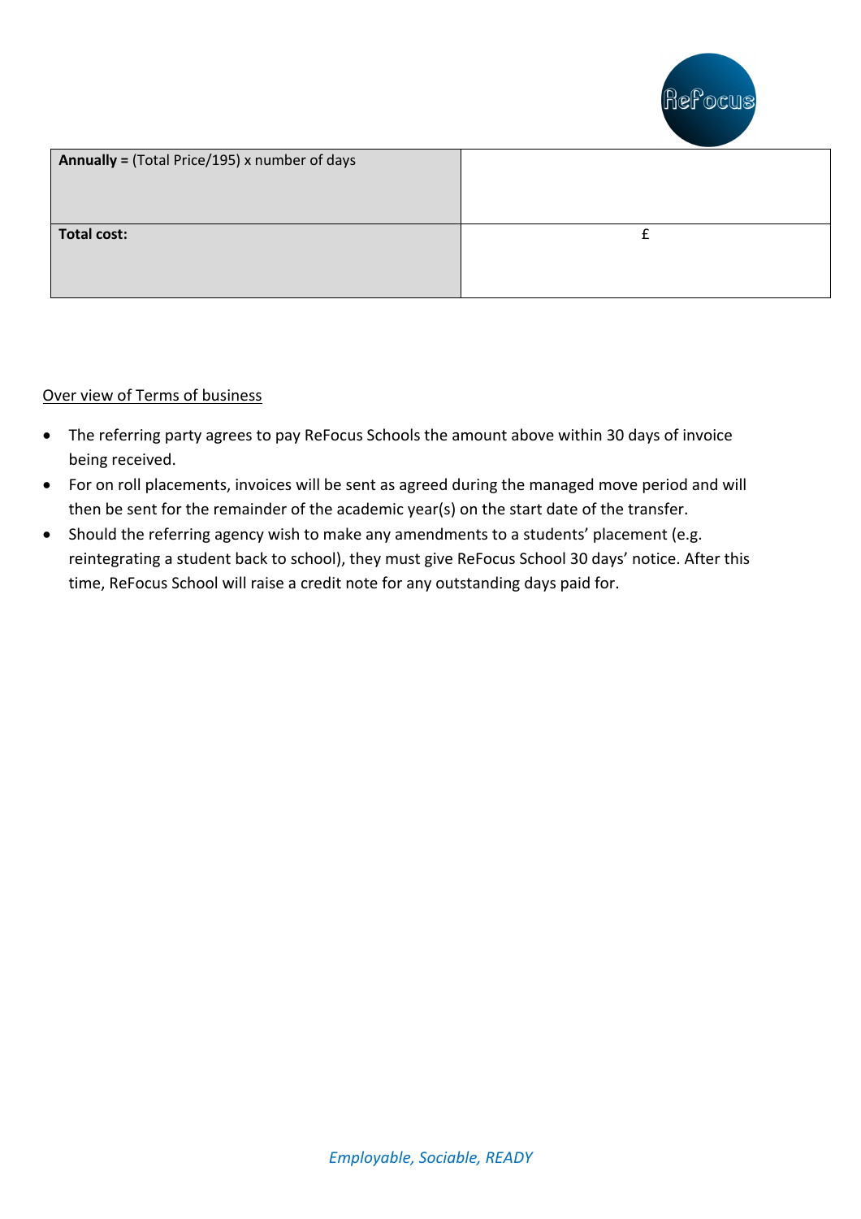| | |
|---|---|
| **Annually =** (Total Price/195) x number of days | |
| **Total cost:** | £ |

Over view of Terms of business

- The referring party agrees to pay ReFocus Schools the amount above within 30 days of invoice being received.
- For on roll placements, invoices will be sent as agreed during the managed move period and will then be sent for the remainder of the academic year(s) on the start date of the transfer.
- Should the referring agency wish to make any amendments to a students' placement (e.g. reintegrating a student back to school), they must give ReFocus School 30 days' notice. After this time, ReFocus School will raise a credit note for any outstanding days paid for.